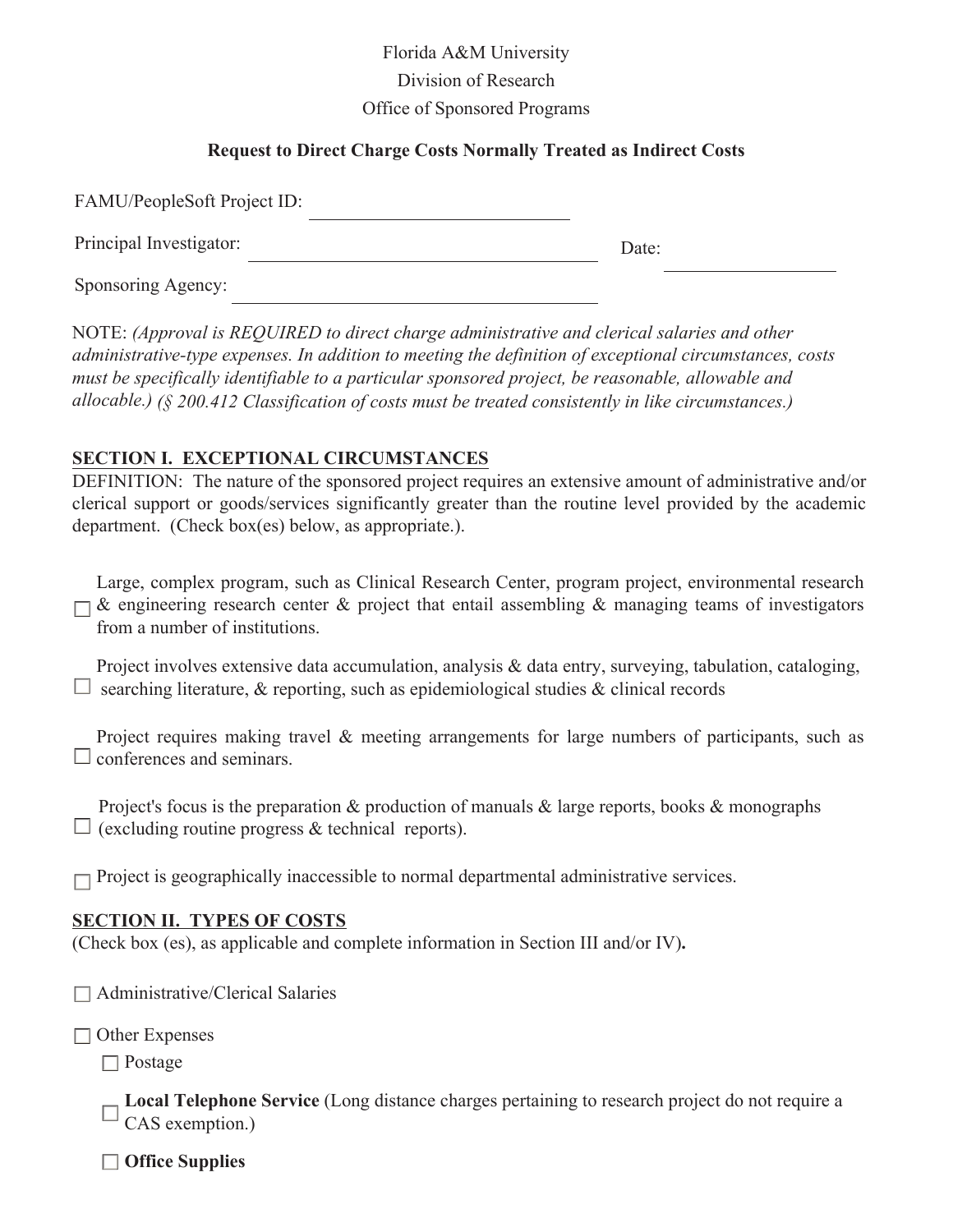Florida A&M University

Division of Research

Office of Sponsored Programs

**Request to Direct Charge Costs Normally Treated as Indirect Costs**

FAMU/PeopleSoft Project ID: ____________________________

Principal Investigator: ____________________________________ Date: __________________

Sponsoring Agency: ________________________________________

NOTE: *(Approval is REQUIRED to direct charge administrative and clerical salaries and other administrative-type expenses. In addition to meeting the definition of exceptional circumstances, costs must be specifically identifiable to a particular sponsored project, be reasonable, allowable and allocable.) (§ 200.412 Classification of costs must be treated consistently in like circumstances.)*

## SECTION I. EXCEPTIONAL CIRCUMSTANCES

DEFINITION: The nature of the sponsored project requires an extensive amount of administrative and/or clerical support or goods/services significantly greater than the routine level provided by the academic department. (Check box(es) below, as appropriate.).

☐ Large, complex program, such as Clinical Research Center, program project, environmental research & engineering research center & project that entail assembling & managing teams of investigators from a number of institutions.

☐ Project involves extensive data accumulation, analysis & data entry, surveying, tabulation, cataloging, searching literature, & reporting, such as epidemiological studies & clinical records

☐ Project requires making travel & meeting arrangements for large numbers of participants, such as conferences and seminars.

☐ Project's focus is the preparation & production of manuals & large reports, books & monographs (excluding routine progress & technical reports).

☐ Project is geographically inaccessible to normal departmental administrative services.

## SECTION II. TYPES OF COSTS

(Check box (es), as applicable and complete information in Section III and/or IV)**.**

☐ Administrative/Clerical Salaries

☐ Other Expenses

- ☐ Postage
- ☐ **Local Telephone Service** (Long distance charges pertaining to research project do not require a CAS exemption.)
- ☐ **Office Supplies**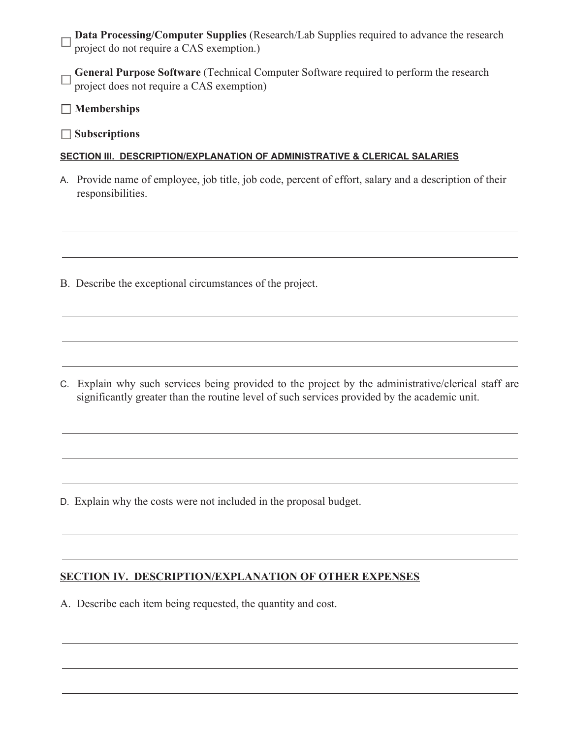- ☐ **Data Processing/Computer Supplies** (Research/Lab Supplies required to advance the research project do not require a CAS exemption.)
- ☐ **General Purpose Software** (Technical Computer Software required to perform the research project does not require a CAS exemption)
- ☐ **Memberships**
- ☐ **Subscriptions**

## SECTION III. DESCRIPTION/EXPLANATION OF ADMINISTRATIVE & CLERICAL SALARIES

A. Provide name of employee, job title, job code, percent of effort, salary and a description of their responsibilities.

___

___

B. Describe the exceptional circumstances of the project.

___

___

___

C. Explain why such services being provided to the project by the administrative/clerical staff are significantly greater than the routine level of such services provided by the academic unit.

___

___

___

D. Explain why the costs were not included in the proposal budget.

___

___

## SECTION IV. DESCRIPTION/EXPLANATION OF OTHER EXPENSES

A. Describe each item being requested, the quantity and cost.

___

___

___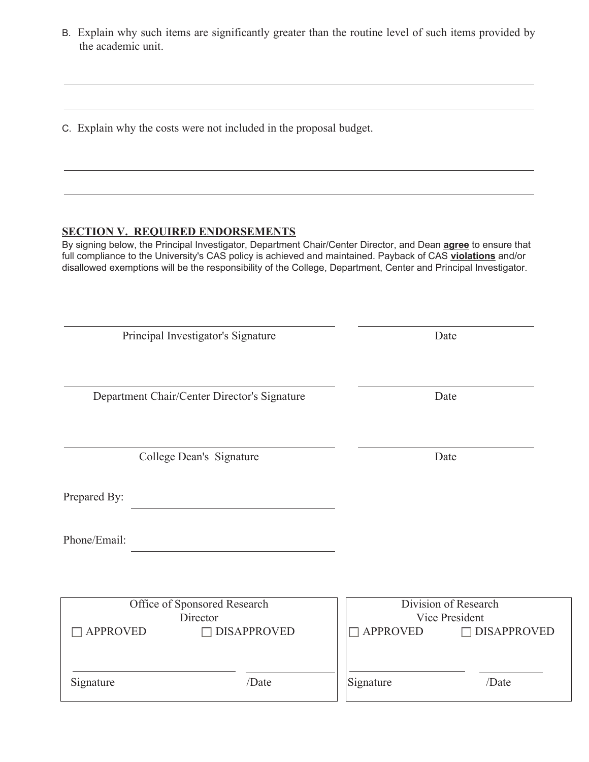B. Explain why such items are significantly greater than the routine level of such items provided by the academic unit.

\_\_\_\_\_\_\_\_\_\_\_\_\_\_\_\_\_\_\_\_\_\_\_\_\_\_\_\_\_\_\_\_\_\_\_\_\_\_\_\_\_\_\_\_\_\_\_\_\_\_\_\_\_\_\_\_\_\_\_\_\_\_\_\_\_\_\_\_\_\_

\_\_\_\_\_\_\_\_\_\_\_\_\_\_\_\_\_\_\_\_\_\_\_\_\_\_\_\_\_\_\_\_\_\_\_\_\_\_\_\_\_\_\_\_\_\_\_\_\_\_\_\_\_\_\_\_\_\_\_\_\_\_\_\_\_\_\_\_\_\_

C. Explain why the costs were not included in the proposal budget.

\_\_\_\_\_\_\_\_\_\_\_\_\_\_\_\_\_\_\_\_\_\_\_\_\_\_\_\_\_\_\_\_\_\_\_\_\_\_\_\_\_\_\_\_\_\_\_\_\_\_\_\_\_\_\_\_\_\_\_\_\_\_\_\_\_\_\_\_\_\_

\_\_\_\_\_\_\_\_\_\_\_\_\_\_\_\_\_\_\_\_\_\_\_\_\_\_\_\_\_\_\_\_\_\_\_\_\_\_\_\_\_\_\_\_\_\_\_\_\_\_\_\_\_\_\_\_\_\_\_\_\_\_\_\_\_\_\_\_\_\_

## SECTION V. REQUIRED ENDORSEMENTS

By signing below, the Principal Investigator, Department Chair/Center Director, and Dean **agree** to ensure that full compliance to the University's CAS policy is achieved and maintained. Payback of CAS **violations** and/or disallowed exemptions will be the responsibility of the College, Department, Center and Principal Investigator.

\_\_\_\_\_\_\_\_\_\_\_\_\_\_\_\_\_\_\_\_\_\_\_\_\_\_\_\_\_\_\_\_\_\_\_\_ \_\_\_\_\_\_\_\_\_\_\_\_\_\_\_\_\_\_\_\_
Principal Investigator's Signature Date

\_\_\_\_\_\_\_\_\_\_\_\_\_\_\_\_\_\_\_\_\_\_\_\_\_\_\_\_\_\_\_\_\_\_\_\_ \_\_\_\_\_\_\_\_\_\_\_\_\_\_\_\_\_\_\_\_
Department Chair/Center Director's Signature Date

\_\_\_\_\_\_\_\_\_\_\_\_\_\_\_\_\_\_\_\_\_\_\_\_\_\_\_\_\_\_\_\_\_\_\_\_ \_\_\_\_\_\_\_\_\_\_\_\_\_\_\_\_\_\_\_\_
College Dean's Signature Date

Prepared By: \_\_\_\_\_\_\_\_\_\_\_\_\_\_\_\_\_\_\_\_\_\_\_\_\_\_\_\_

Phone/Email: \_\_\_\_\_\_\_\_\_\_\_\_\_\_\_\_\_\_\_\_\_\_\_\_\_\_\_\_

| Office of Sponsored Research Director | Division of Research Vice President |
|---|---|
| ☐ APPROVED ☐ DISAPPROVED | ☐ APPROVED ☐ DISAPPROVED |
| Signature /Date | Signature /Date |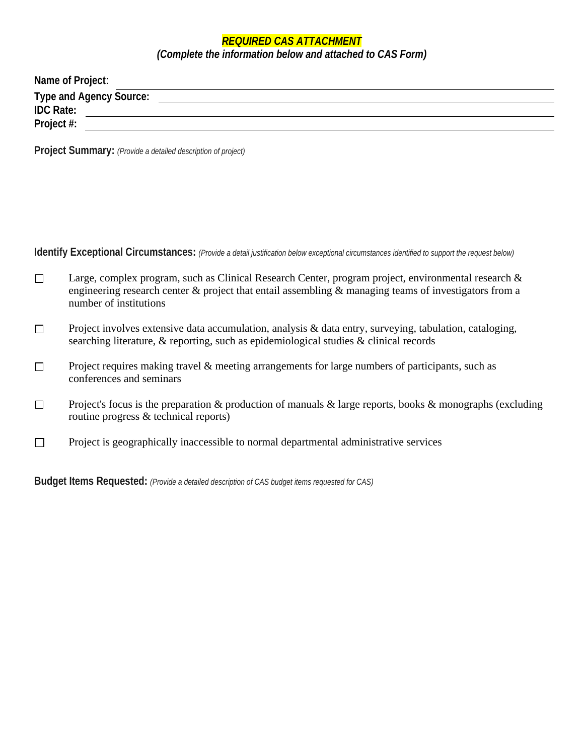***REQUIRED CAS ATTACHMENT***

***(Complete the information below and attached to CAS Form)***

**Name of Project**: \_\_\_\_\_\_\_\_\_\_\_\_\_\_\_\_\_\_\_\_\_\_\_\_\_\_\_\_\_\_\_\_\_\_\_\_\_\_\_\_

**Type and Agency Source:** \_\_\_\_\_\_\_\_\_\_\_\_\_\_\_\_\_\_\_\_\_\_\_\_\_\_\_\_\_\_\_\_\_\_\_\_\_\_\_\_

**IDC Rate:** \_\_\_\_\_\_\_\_\_\_\_\_\_\_\_\_\_\_\_\_\_\_\_\_\_\_\_\_\_\_\_\_\_\_\_\_\_\_\_\_

**Project #:** \_\_\_\_\_\_\_\_\_\_\_\_\_\_\_\_\_\_\_\_\_\_\_\_\_\_\_\_\_\_\_\_\_\_\_\_\_\_\_\_

**Project Summary:** *(Provide a detailed description of project)*

**Identify Exceptional Circumstances:** *(Provide a detail justification below exceptional circumstances identified to support the request below)*

- ☐ Large, complex program, such as Clinical Research Center, program project, environmental research & engineering research center & project that entail assembling & managing teams of investigators from a number of institutions
- ☐ Project involves extensive data accumulation, analysis & data entry, surveying, tabulation, cataloging, searching literature, & reporting, such as epidemiological studies & clinical records
- ☐ Project requires making travel & meeting arrangements for large numbers of participants, such as conferences and seminars
- ☐ Project's focus is the preparation & production of manuals & large reports, books & monographs (excluding routine progress & technical reports)
- ☐ Project is geographically inaccessible to normal departmental administrative services

**Budget Items Requested:** *(Provide a detailed description of CAS budget items requested for CAS)*